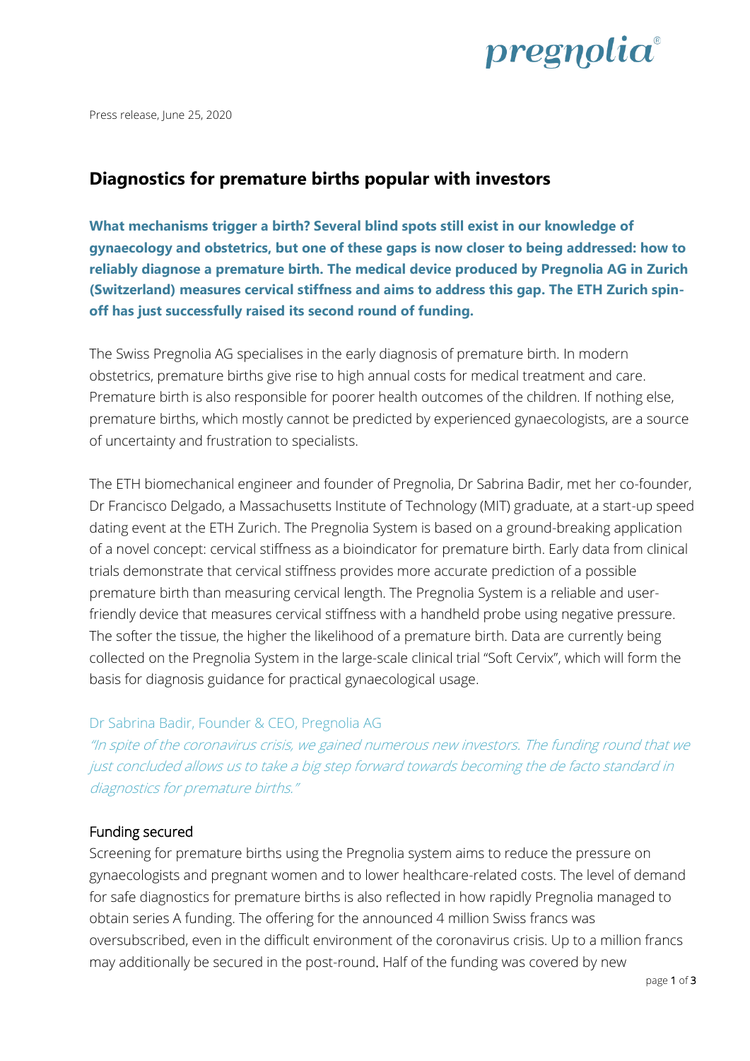Press release, June 25, 2020

# Diagnostics for premature births popular with investors

**What mechanisms trigger a birth? Several blind spots still exist in our knowledge of gynaecology and obstetrics, but one of these gaps is now closer to being addressed: how to reliably diagnose a premature birth. The medical device produced by Pregnolia AG in Zurich (Switzerland) measures cervical stiffness and aims to address this gap. The ETH Zurich spin-off has just successfully raised its second round of funding.**

The Swiss Pregnolia AG specialises in the early diagnosis of premature birth. In modern obstetrics, premature births give rise to high annual costs for medical treatment and care. Premature birth is also responsible for poorer health outcomes of the children. If nothing else, premature births, which mostly cannot be predicted by experienced gynaecologists, are a source of uncertainty and frustration to specialists.

The ETH biomechanical engineer and founder of Pregnolia, Dr Sabrina Badir, met her co-founder, Dr Francisco Delgado, a Massachusetts Institute of Technology (MIT) graduate, at a start-up speed dating event at the ETH Zurich. The Pregnolia System is based on a ground-breaking application of a novel concept: cervical stiffness as a bioindicator for premature birth. Early data from clinical trials demonstrate that cervical stiffness provides more accurate prediction of a possible premature birth than measuring cervical length. The Pregnolia System is a reliable and user-friendly device that measures cervical stiffness with a handheld probe using negative pressure. The softer the tissue, the higher the likelihood of a premature birth. Data are currently being collected on the Pregnolia System in the large-scale clinical trial "Soft Cervix", which will form the basis for diagnosis guidance for practical gynaecological usage.

Dr Sabrina Badir, Founder & CEO, Pregnolia AG

*"In spite of the coronavirus crisis, we gained numerous new investors. The funding round that we just concluded allows us to take a big step forward towards becoming the de facto standard in diagnostics for premature births."*

## Funding secured

Screening for premature births using the Pregnolia system aims to reduce the pressure on gynaecologists and pregnant women and to lower healthcare-related costs. The level of demand for safe diagnostics for premature births is also reflected in how rapidly Pregnolia managed to obtain series A funding. The offering for the announced 4 million Swiss francs was oversubscribed, even in the difficult environment of the coronavirus crisis. Up to a million francs may additionally be secured in the post-round. Half of the funding was covered by new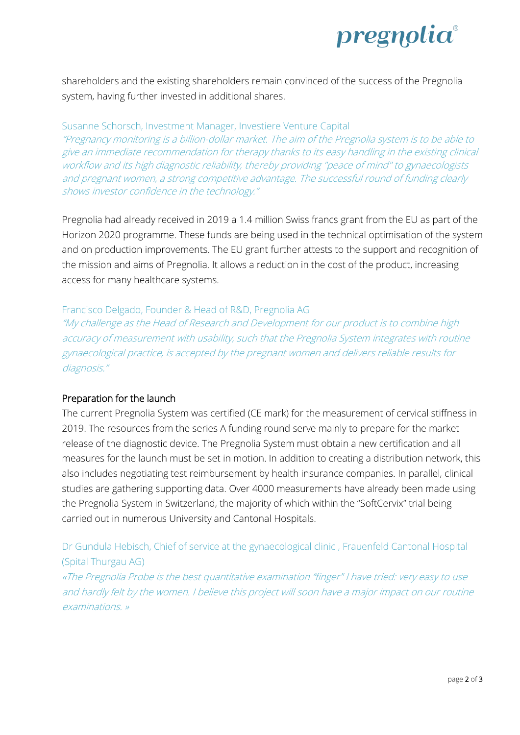shareholders and the existing shareholders remain convinced of the success of the Pregnolia system, having further invested in additional shares.

Susanne Schorsch, Investment Manager, Investiere Venture Capital

*"Pregnancy monitoring is a billion-dollar market. The aim of the Pregnolia system is to be able to give an immediate recommendation for therapy thanks to its easy handling in the existing clinical workflow and its high diagnostic reliability, thereby providing "peace of mind" to gynaecologists and pregnant women, a strong competitive advantage. The successful round of funding clearly shows investor confidence in the technology."*

Pregnolia had already received in 2019 a 1.4 million Swiss francs grant from the EU as part of the Horizon 2020 programme. These funds are being used in the technical optimisation of the system and on production improvements. The EU grant further attests to the support and recognition of the mission and aims of Pregnolia. It allows a reduction in the cost of the product, increasing access for many healthcare systems.

Francisco Delgado, Founder & Head of R&D, Pregnolia AG

*"My challenge as the Head of Research and Development for our product is to combine high accuracy of measurement with usability, such that the Pregnolia System integrates with routine gynaecological practice, is accepted by the pregnant women and delivers reliable results for diagnosis."*

## Preparation for the launch

The current Pregnolia System was certified (CE mark) for the measurement of cervical stiffness in 2019. The resources from the series A funding round serve mainly to prepare for the market release of the diagnostic device. The Pregnolia System must obtain a new certification and all measures for the launch must be set in motion. In addition to creating a distribution network, this also includes negotiating test reimbursement by health insurance companies. In parallel, clinical studies are gathering supporting data. Over 4000 measurements have already been made using the Pregnolia System in Switzerland, the majority of which within the "SoftCervix" trial being carried out in numerous University and Cantonal Hospitals.

Dr Gundula Hebisch, Chief of service at the gynaecological clinic , Frauenfeld Cantonal Hospital (Spital Thurgau AG)

*«The Pregnolia Probe is the best quantitative examination "finger" I have tried: very easy to use and hardly felt by the women. I believe this project will soon have a major impact on our routine examinations. »*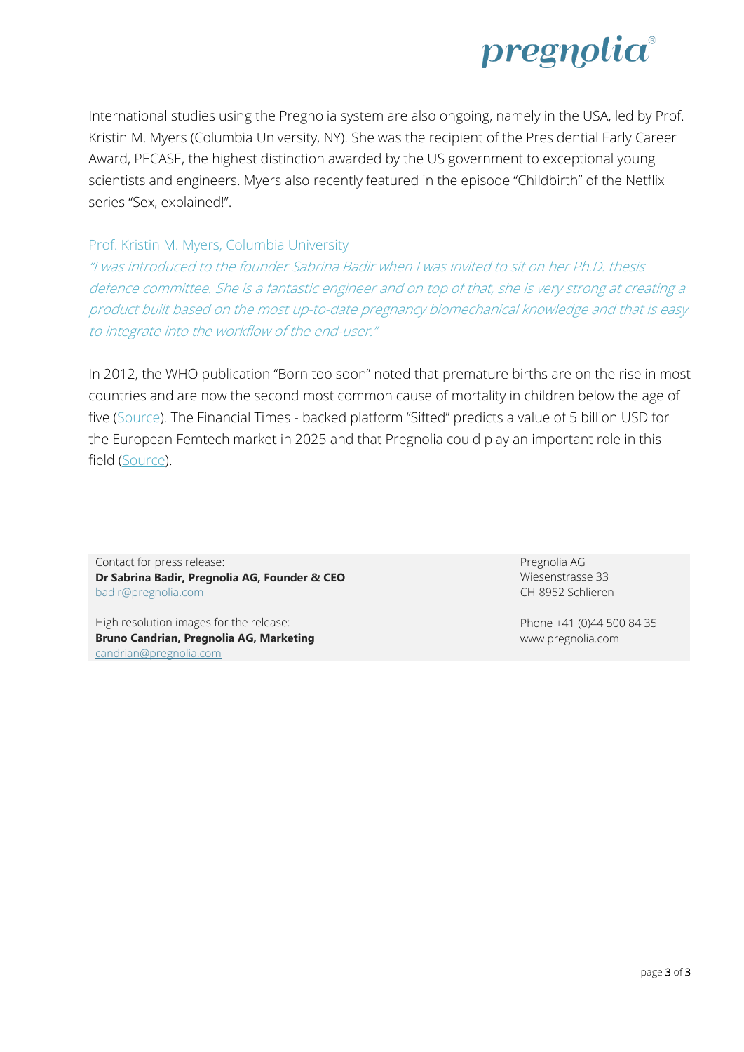International studies using the Pregnolia system are also ongoing, namely in the USA, led by Prof. Kristin M. Myers (Columbia University, NY). She was the recipient of the Presidential Early Career Award, PECASE, the highest distinction awarded by the US government to exceptional young scientists and engineers. Myers also recently featured in the episode "Childbirth" of the Netflix series "Sex, explained!".

Prof. Kristin M. Myers, Columbia University
*"I was introduced to the founder Sabrina Badir when I was invited to sit on her Ph.D. thesis defence committee. She is a fantastic engineer and on top of that, she is very strong at creating a product built based on the most up-to-date pregnancy biomechanical knowledge and that is easy to integrate into the workflow of the end-user."*

In 2012, the WHO publication "Born too soon" noted that premature births are on the rise in most countries and are now the second most common cause of mortality in children below the age of five (Source). The Financial Times - backed platform "Sifted" predicts a value of 5 billion USD for the European Femtech market in 2025 and that Pregnolia could play an important role in this field (Source).

Contact for press release:
**Dr Sabrina Badir, Pregnolia AG, Founder & CEO**
badir@pregnolia.com

High resolution images for the release:
**Bruno Candrian, Pregnolia AG, Marketing**
candrian@pregnolia.com

Pregnolia AG
Wiesenstrasse 33
CH-8952 Schlieren

Phone +41 (0)44 500 84 35
www.pregnolia.com